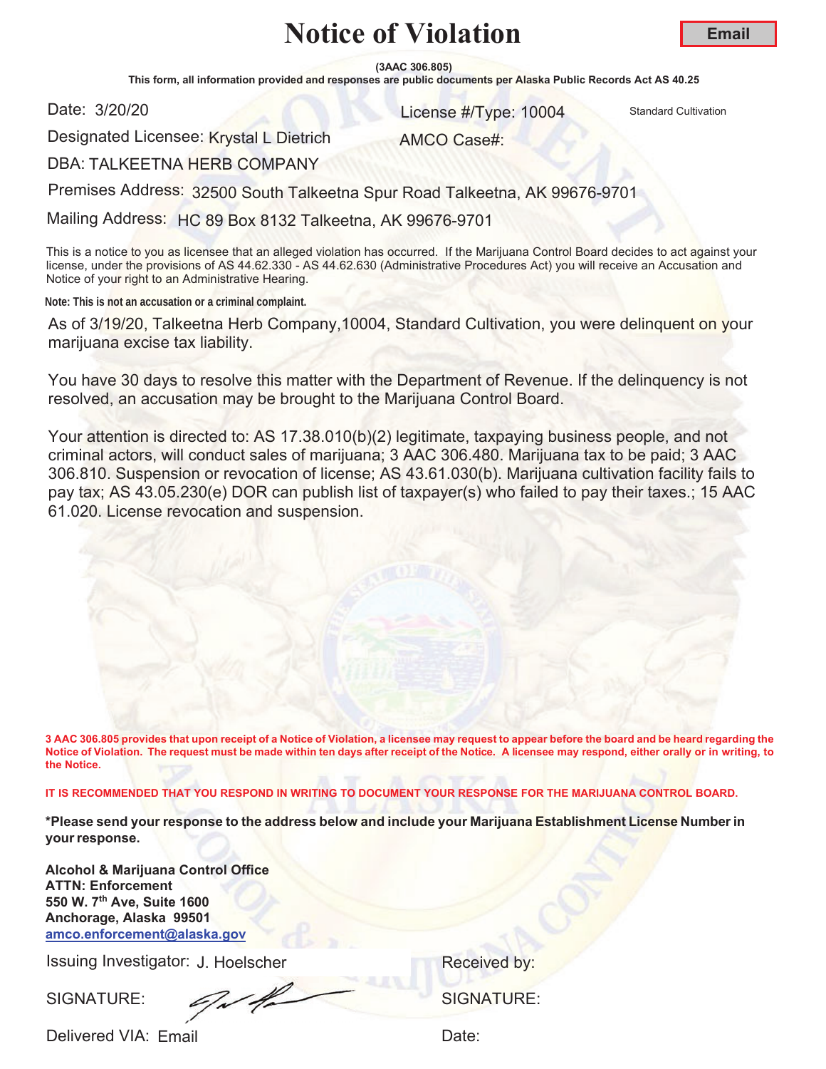# Notice of Violation

**Email**

**(3AAC 306.805)**

**This form, all information provided and responses are public documents per Alaska Public Records Act AS 40.25**

Date: 3/20/20

License #/Type: 10004 Standard Cultivation

Designated Licensee: Krystal L Dietrich

AMCO Case#:

DBA: TALKEETNA HERB COMPANY

Premises Address: 32500 South Talkeetna Spur Road Talkeetna, AK 99676-9701

Mailing Address: HC 89 Box 8132 Talkeetna, AK 99676-9701

This is a notice to you as licensee that an alleged violation has occurred. If the Marijuana Control Board decides to act against your license, under the provisions of AS 44.62.330 - AS 44.62.630 (Administrative Procedures Act) you will receive an Accusation and Notice of your right to an Administrative Hearing.

**Note: This is not an accusation or a criminal complaint.**

As of 3/19/20, Talkeetna Herb Company,10004, Standard Cultivation, you were delinquent on your marijuana excise tax liability.

You have 30 days to resolve this matter with the Department of Revenue. If the delinquency is not resolved, an accusation may be brought to the Marijuana Control Board.

Your attention is directed to: AS 17.38.010(b)(2) legitimate, taxpaying business people, and not criminal actors, will conduct sales of marijuana; 3 AAC 306.480. Marijuana tax to be paid; 3 AAC 306.810. Suspension or revocation of license; AS 43.61.030(b). Marijuana cultivation facility fails to pay tax; AS 43.05.230(e) DOR can publish list of taxpayer(s) who failed to pay their taxes.; 15 AAC 61.020. License revocation and suspension.

**3 AAC 306.805 provides that upon receipt of a Notice of Violation, a licensee may request to appear before the board and be heard regarding the Notice of Violation. The request must be made within ten days after receipt of the Notice. A licensee may respond, either orally or in writing, to the Notice.**

**IT IS RECOMMENDED THAT YOU RESPOND IN WRITING TO DOCUMENT YOUR RESPONSE FOR THE MARIJUANA CONTROL BOARD.**

**\*Please send your response to the address below and include your Marijuana Establishment License Number in your response.**

**Alcohol & Marijuana Control Office**
**ATTN: Enforcement**
**550 W. 7th Ave, Suite 1600**
**Anchorage, Alaska 99501**
**amco.enforcement@alaska.gov**

Issuing Investigator: J. Hoelscher

Received by:

SIGNATURE:

SIGNATURE:

Delivered VIA: Email

Date: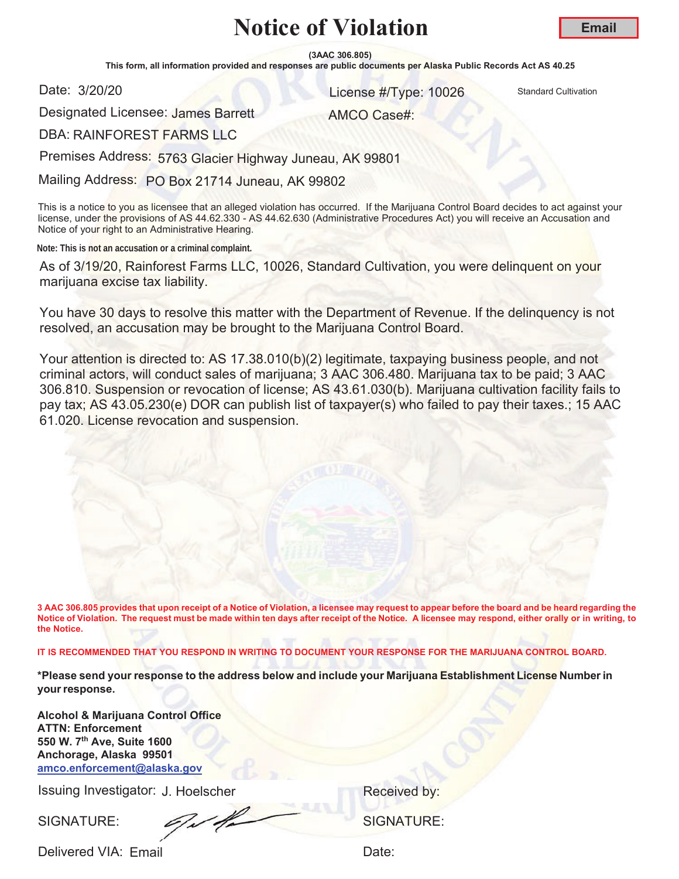# Notice of Violation

**Email**

**(3AAC 306.805)**
**This form, all information provided and responses are public documents per Alaska Public Records Act AS 40.25**

Date: 3/20/20

License #/Type: 10026 Standard Cultivation

Designated Licensee: James Barrett

AMCO Case#:

DBA: RAINFOREST FARMS LLC

Premises Address: 5763 Glacier Highway Juneau, AK 99801

Mailing Address: PO Box 21714 Juneau, AK 99802

This is a notice to you as licensee that an alleged violation has occurred. If the Marijuana Control Board decides to act against your license, under the provisions of AS 44.62.330 - AS 44.62.630 (Administrative Procedures Act) you will receive an Accusation and Notice of your right to an Administrative Hearing.

**Note: This is not an accusation or a criminal complaint.**

As of 3/19/20, Rainforest Farms LLC, 10026, Standard Cultivation, you were delinquent on your marijuana excise tax liability.

You have 30 days to resolve this matter with the Department of Revenue. If the delinquency is not resolved, an accusation may be brought to the Marijuana Control Board.

Your attention is directed to: AS 17.38.010(b)(2) legitimate, taxpaying business people, and not criminal actors, will conduct sales of marijuana; 3 AAC 306.480. Marijuana tax to be paid; 3 AAC 306.810. Suspension or revocation of license; AS 43.61.030(b). Marijuana cultivation facility fails to pay tax; AS 43.05.230(e) DOR can publish list of taxpayer(s) who failed to pay their taxes.; 15 AAC 61.020. License revocation and suspension.

**3 AAC 306.805 provides that upon receipt of a Notice of Violation, a licensee may request to appear before the board and be heard regarding the Notice of Violation. The request must be made within ten days after receipt of the Notice. A licensee may respond, either orally or in writing, to the Notice.**

**IT IS RECOMMENDED THAT YOU RESPOND IN WRITING TO DOCUMENT YOUR RESPONSE FOR THE MARIJUANA CONTROL BOARD.**

**\*Please send your response to the address below and include your Marijuana Establishment License Number in your response.**

**Alcohol & Marijuana Control Office**
**ATTN: Enforcement**
**550 W. 7th Ave, Suite 1600**
**Anchorage, Alaska 99501**
**amco.enforcement@alaska.gov**

Issuing Investigator: J. Hoelscher

Received by:

SIGNATURE:

SIGNATURE:

Delivered VIA: Email

Date: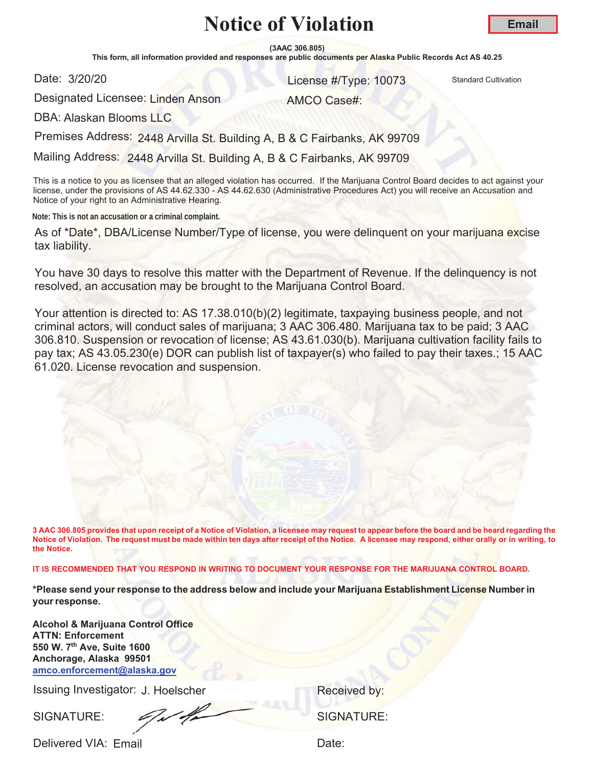# Notice of Violation

**Email**

**(3AAC 306.805)**

**This form, all information provided and responses are public documents per Alaska Public Records Act AS 40.25**

Date: 3/20/20

License #/Type: 10073 Standard Cultivation

Designated Licensee: Linden Anson

AMCO Case#:

DBA: Alaskan Blooms LLC

Premises Address: 2448 Arvilla St. Building A, B & C Fairbanks, AK 99709

Mailing Address: 2448 Arvilla St. Building A, B & C Fairbanks, AK 99709

This is a notice to you as licensee that an alleged violation has occurred. If the Marijuana Control Board decides to act against your license, under the provisions of AS 44.62.330 - AS 44.62.630 (Administrative Procedures Act) you will receive an Accusation and Notice of your right to an Administrative Hearing.

**Note: This is not an accusation or a criminal complaint.**

As of *Date*, DBA/License Number/Type of license, you were delinquent on your marijuana excise tax liability.

You have 30 days to resolve this matter with the Department of Revenue. If the delinquency is not resolved, an accusation may be brought to the Marijuana Control Board.

Your attention is directed to: AS 17.38.010(b)(2) legitimate, taxpaying business people, and not criminal actors, will conduct sales of marijuana; 3 AAC 306.480. Marijuana tax to be paid; 3 AAC 306.810. Suspension or revocation of license; AS 43.61.030(b). Marijuana cultivation facility fails to pay tax; AS 43.05.230(e) DOR can publish list of taxpayer(s) who failed to pay their taxes.; 15 AAC 61.020. License revocation and suspension.

**3 AAC 306.805 provides that upon receipt of a Notice of Violation, a licensee may request to appear before the board and be heard regarding the Notice of Violation. The request must be made within ten days after receipt of the Notice. A licensee may respond, either orally or in writing, to the Notice.**

**IT IS RECOMMENDED THAT YOU RESPOND IN WRITING TO DOCUMENT YOUR RESPONSE FOR THE MARIJUANA CONTROL BOARD.**

**\*Please send your response to the address below and include your Marijuana Establishment License Number in your response.**

**Alcohol & Marijuana Control Office**
**ATTN: Enforcement**
**550 W. 7th Ave, Suite 1600**
**Anchorage, Alaska 99501**
**amco.enforcement@alaska.gov**

Issuing Investigator: J. Hoelscher

SIGNATURE:

Delivered VIA: Email

Received by:

SIGNATURE:

Date: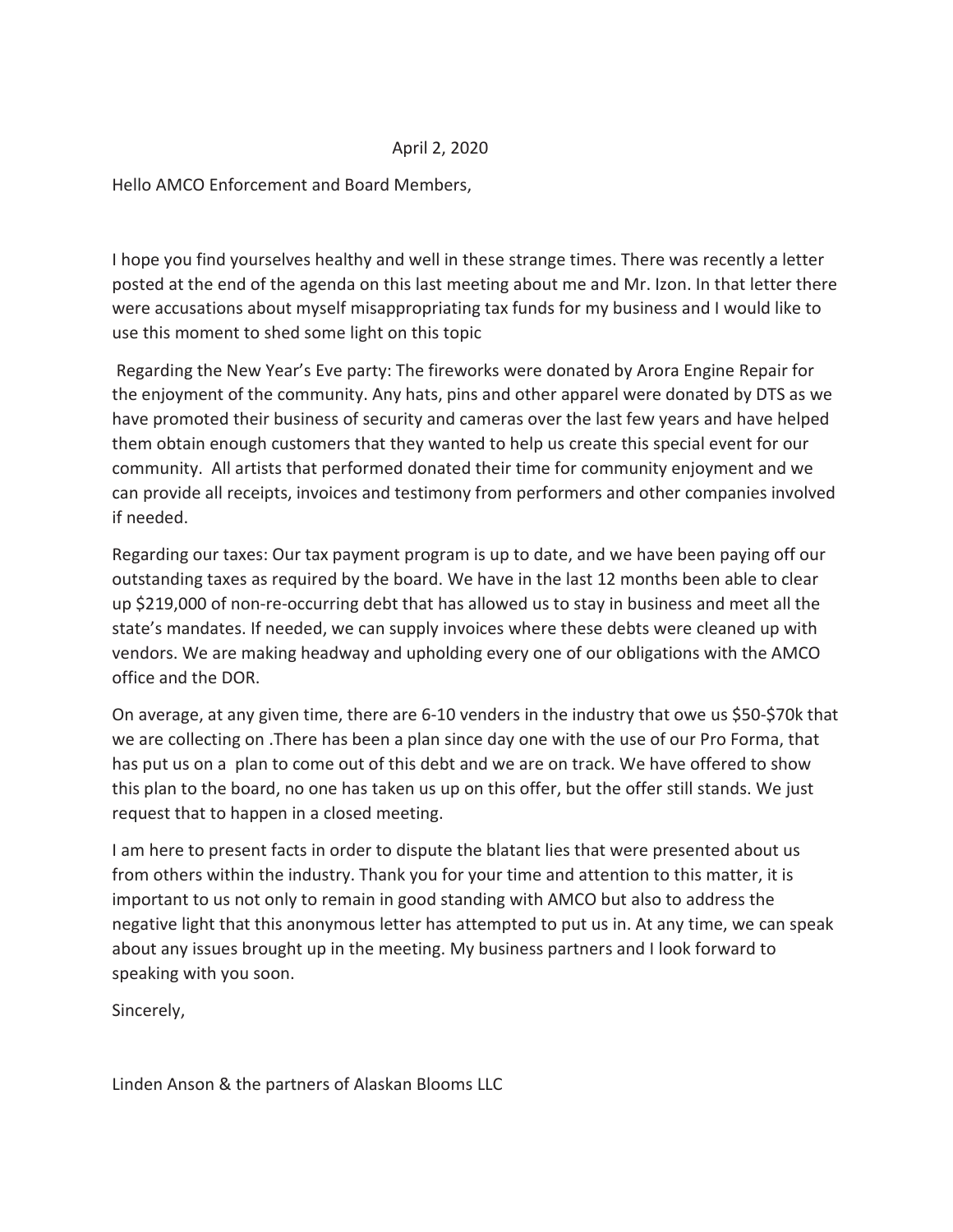April 2, 2020

Hello AMCO Enforcement and Board Members,

I hope you find yourselves healthy and well in these strange times. There was recently a letter posted at the end of the agenda on this last meeting about me and Mr. Izon. In that letter there were accusations about myself misappropriating tax funds for my business and I would like to use this moment to shed some light on this topic

Regarding the New Year's Eve party: The fireworks were donated by Arora Engine Repair for the enjoyment of the community. Any hats, pins and other apparel were donated by DTS as we have promoted their business of security and cameras over the last few years and have helped them obtain enough customers that they wanted to help us create this special event for our community. All artists that performed donated their time for community enjoyment and we can provide all receipts, invoices and testimony from performers and other companies involved if needed.

Regarding our taxes: Our tax payment program is up to date, and we have been paying off our outstanding taxes as required by the board. We have in the last 12 months been able to clear up $219,000 of non-re-occurring debt that has allowed us to stay in business and meet all the state's mandates. If needed, we can supply invoices where these debts were cleaned up with vendors. We are making headway and upholding every one of our obligations with the AMCO office and the DOR.

On average, at any given time, there are 6-10 venders in the industry that owe us $50-$70k that we are collecting on .There has been a plan since day one with the use of our Pro Forma, that has put us on a plan to come out of this debt and we are on track. We have offered to show this plan to the board, no one has taken us up on this offer, but the offer still stands. We just request that to happen in a closed meeting.

I am here to present facts in order to dispute the blatant lies that were presented about us from others within the industry. Thank you for your time and attention to this matter, it is important to us not only to remain in good standing with AMCO but also to address the negative light that this anonymous letter has attempted to put us in. At any time, we can speak about any issues brought up in the meeting. My business partners and I look forward to speaking with you soon.

Sincerely,

Linden Anson & the partners of Alaskan Blooms LLC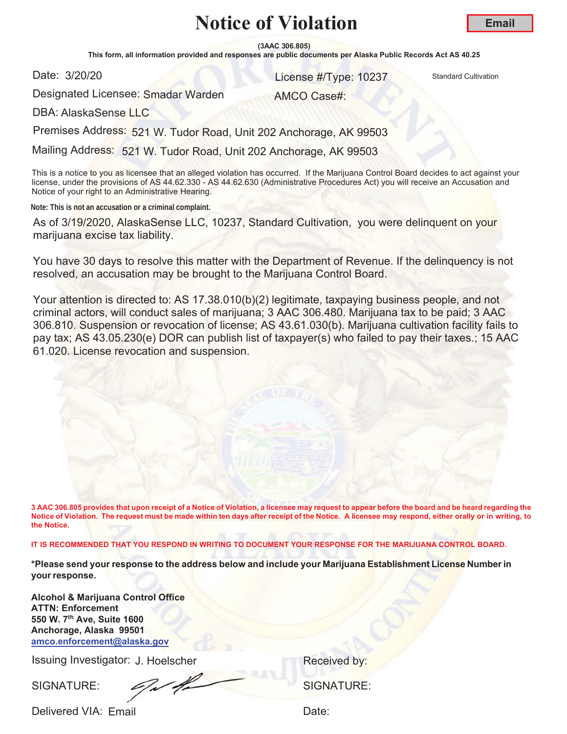# Notice of Violation

**Email**

**(3AAC 306.805)**

**This form, all information provided and responses are public documents per Alaska Public Records Act AS 40.25**

Date: 3/20/20 License #/Type: 10237 Standard Cultivation

Designated Licensee: Smadar Warden AMCO Case#:

DBA: AlaskaSense LLC

Premises Address: 521 W. Tudor Road, Unit 202 Anchorage, AK 99503

Mailing Address: 521 W. Tudor Road, Unit 202 Anchorage, AK 99503

This is a notice to you as licensee that an alleged violation has occurred. If the Marijuana Control Board decides to act against your license, under the provisions of AS 44.62.330 - AS 44.62.630 (Administrative Procedures Act) you will receive an Accusation and Notice of your right to an Administrative Hearing.

**Note: This is not an accusation or a criminal complaint.**

As of 3/19/2020, AlaskaSense LLC, 10237, Standard Cultivation, you were delinquent on your marijuana excise tax liability.

You have 30 days to resolve this matter with the Department of Revenue. If the delinquency is not resolved, an accusation may be brought to the Marijuana Control Board.

Your attention is directed to: AS 17.38.010(b)(2) legitimate, taxpaying business people, and not criminal actors, will conduct sales of marijuana; 3 AAC 306.480. Marijuana tax to be paid; 3 AAC 306.810. Suspension or revocation of license; AS 43.61.030(b). Marijuana cultivation facility fails to pay tax; AS 43.05.230(e) DOR can publish list of taxpayer(s) who failed to pay their taxes.; 15 AAC 61.020. License revocation and suspension.

**3 AAC 306.805 provides that upon receipt of a Notice of Violation, a licensee may request to appear before the board and be heard regarding the Notice of Violation. The request must be made within ten days after receipt of the Notice. A licensee may respond, either orally or in writing, to the Notice.**

**IT IS RECOMMENDED THAT YOU RESPOND IN WRITING TO DOCUMENT YOUR RESPONSE FOR THE MARIJUANA CONTROL BOARD.**

**\*Please send your response to the address below and include your Marijuana Establishment License Number in your response.**

**Alcohol & Marijuana Control Office**
**ATTN: Enforcement**
**550 W. 7th Ave, Suite 1600**
**Anchorage, Alaska 99501**
**amco.enforcement@alaska.gov**

Issuing Investigator: J. Hoelscher Received by:

SIGNATURE: SIGNATURE:

Delivered VIA: Email Date: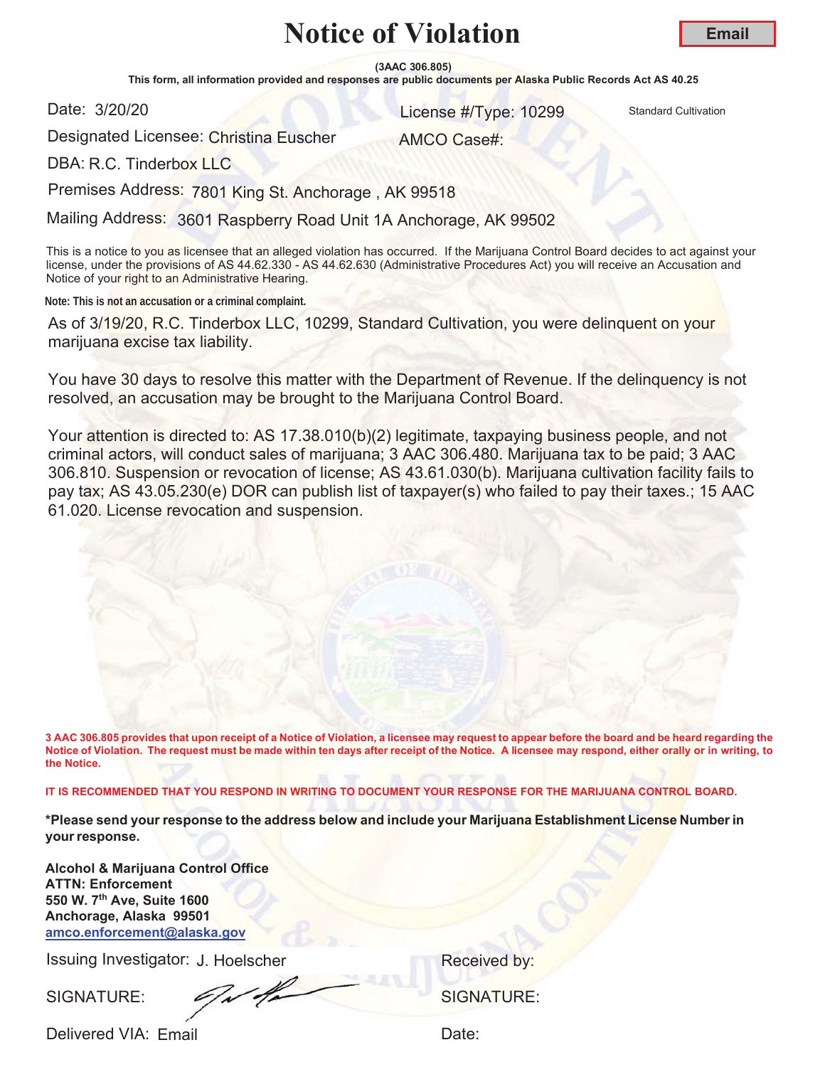# Notice of Violation

**Email**

**(3AAC 306.805)**

**This form, all information provided and responses are public documents per Alaska Public Records Act AS 40.25**

Date: 3/20/20

License #/Type: 10299 Standard Cultivation

Designated Licensee: Christina Euscher

AMCO Case#:

DBA: R.C. Tinderbox LLC

Premises Address: 7801 King St. Anchorage , AK 99518

Mailing Address: 3601 Raspberry Road Unit 1A Anchorage, AK 99502

This is a notice to you as licensee that an alleged violation has occurred. If the Marijuana Control Board decides to act against your license, under the provisions of AS 44.62.330 - AS 44.62.630 (Administrative Procedures Act) you will receive an Accusation and Notice of your right to an Administrative Hearing.

**Note: This is not an accusation or a criminal complaint.**

As of 3/19/20, R.C. Tinderbox LLC, 10299, Standard Cultivation, you were delinquent on your marijuana excise tax liability.

You have 30 days to resolve this matter with the Department of Revenue. If the delinquency is not resolved, an accusation may be brought to the Marijuana Control Board.

Your attention is directed to: AS 17.38.010(b)(2) legitimate, taxpaying business people, and not criminal actors, will conduct sales of marijuana; 3 AAC 306.480. Marijuana tax to be paid; 3 AAC 306.810. Suspension or revocation of license; AS 43.61.030(b). Marijuana cultivation facility fails to pay tax; AS 43.05.230(e) DOR can publish list of taxpayer(s) who failed to pay their taxes.; 15 AAC 61.020. License revocation and suspension.

**3 AAC 306.805 provides that upon receipt of a Notice of Violation, a licensee may request to appear before the board and be heard regarding the Notice of Violation. The request must be made within ten days after receipt of the Notice. A licensee may respond, either orally or in writing, to the Notice.**

**IT IS RECOMMENDED THAT YOU RESPOND IN WRITING TO DOCUMENT YOUR RESPONSE FOR THE MARIJUANA CONTROL BOARD.**

**\*Please send your response to the address below and include your Marijuana Establishment License Number in your response.**

**Alcohol & Marijuana Control Office**
**ATTN: Enforcement**
**550 W. 7th Ave, Suite 1600**
**Anchorage, Alaska 99501**
**amco.enforcement@alaska.gov**

Issuing Investigator: J. Hoelscher

SIGNATURE: [signature]

Delivered VIA: Email

Received by:

SIGNATURE:

Date: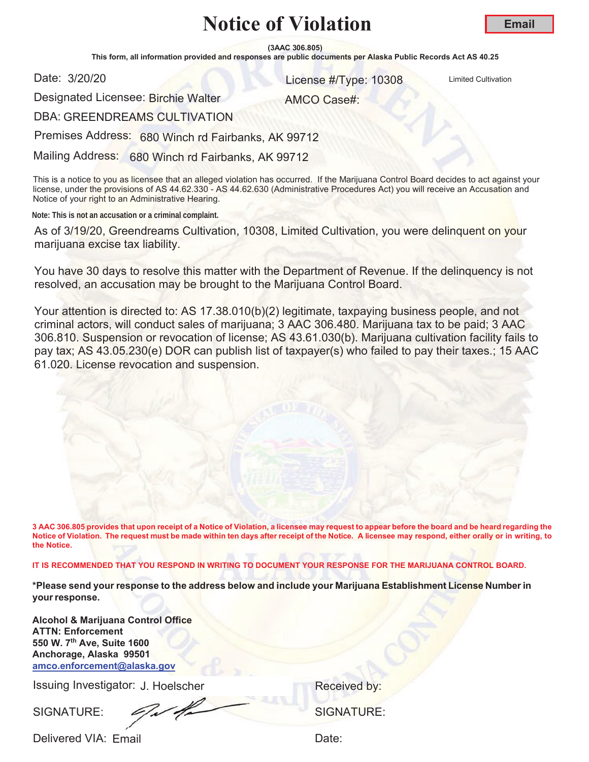# Notice of Violation

**Email**

**(3AAC 306.805)**

**This form, all information provided and responses are public documents per Alaska Public Records Act AS 40.25**

Date: 3/20/20

License #/Type: 10308 Limited Cultivation

Designated Licensee: Birchie Walter

AMCO Case#:

DBA: GREENDREAMS CULTIVATION

Premises Address: 680 Winch rd Fairbanks, AK 99712

Mailing Address: 680 Winch rd Fairbanks, AK 99712

This is a notice to you as licensee that an alleged violation has occurred. If the Marijuana Control Board decides to act against your license, under the provisions of AS 44.62.330 - AS 44.62.630 (Administrative Procedures Act) you will receive an Accusation and Notice of your right to an Administrative Hearing.

**Note: This is not an accusation or a criminal complaint.**

As of 3/19/20, Greendreams Cultivation, 10308, Limited Cultivation, you were delinquent on your marijuana excise tax liability.

You have 30 days to resolve this matter with the Department of Revenue. If the delinquency is not resolved, an accusation may be brought to the Marijuana Control Board.

Your attention is directed to: AS 17.38.010(b)(2) legitimate, taxpaying business people, and not criminal actors, will conduct sales of marijuana; 3 AAC 306.480. Marijuana tax to be paid; 3 AAC 306.810. Suspension or revocation of license; AS 43.61.030(b). Marijuana cultivation facility fails to pay tax; AS 43.05.230(e) DOR can publish list of taxpayer(s) who failed to pay their taxes.; 15 AAC 61.020. License revocation and suspension.

**3 AAC 306.805 provides that upon receipt of a Notice of Violation, a licensee may request to appear before the board and be heard regarding the Notice of Violation. The request must be made within ten days after receipt of the Notice. A licensee may respond, either orally or in writing, to the Notice.**

**IT IS RECOMMENDED THAT YOU RESPOND IN WRITING TO DOCUMENT YOUR RESPONSE FOR THE MARIJUANA CONTROL BOARD.**

**\*Please send your response to the address below and include your Marijuana Establishment License Number in your response.**

**Alcohol & Marijuana Control Office**
**ATTN: Enforcement**
**550 W. 7th Ave, Suite 1600**
**Anchorage, Alaska 99501**
**amco.enforcement@alaska.gov**

Issuing Investigator: J. Hoelscher

Received by:

SIGNATURE:

SIGNATURE:

Delivered VIA: Email

Date: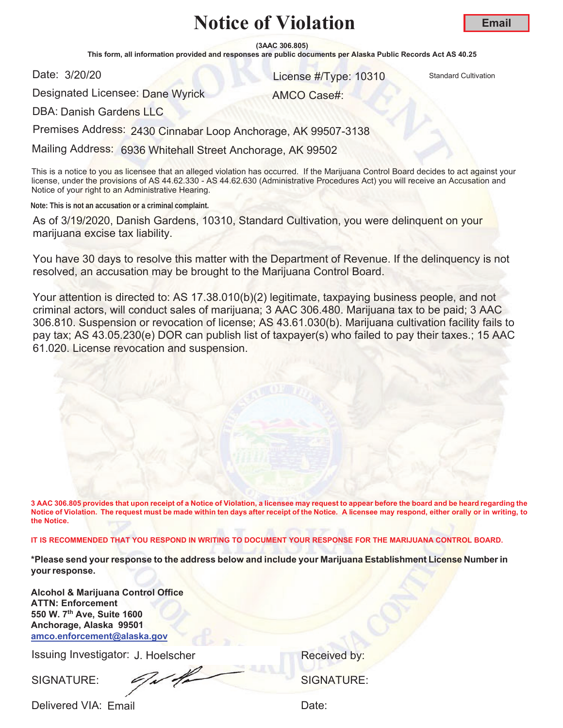# Notice of Violation

**Email**

**(3AAC 306.805)**

**This form, all information provided and responses are public documents per Alaska Public Records Act AS 40.25**

Date: 3/20/20

License #/Type: 10310 Standard Cultivation

Designated Licensee: Dane Wyrick

AMCO Case#:

DBA: Danish Gardens LLC

Premises Address: 2430 Cinnabar Loop Anchorage, AK 99507-3138

Mailing Address: 6936 Whitehall Street Anchorage, AK 99502

This is a notice to you as licensee that an alleged violation has occurred. If the Marijuana Control Board decides to act against your license, under the provisions of AS 44.62.330 - AS 44.62.630 (Administrative Procedures Act) you will receive an Accusation and Notice of your right to an Administrative Hearing.

**Note: This is not an accusation or a criminal complaint.**

As of 3/19/2020, Danish Gardens, 10310, Standard Cultivation, you were delinquent on your marijuana excise tax liability.

You have 30 days to resolve this matter with the Department of Revenue. If the delinquency is not resolved, an accusation may be brought to the Marijuana Control Board.

Your attention is directed to: AS 17.38.010(b)(2) legitimate, taxpaying business people, and not criminal actors, will conduct sales of marijuana; 3 AAC 306.480. Marijuana tax to be paid; 3 AAC 306.810. Suspension or revocation of license; AS 43.61.030(b). Marijuana cultivation facility fails to pay tax; AS 43.05.230(e) DOR can publish list of taxpayer(s) who failed to pay their taxes.; 15 AAC 61.020. License revocation and suspension.

**3 AAC 306.805 provides that upon receipt of a Notice of Violation, a licensee may request to appear before the board and be heard regarding the Notice of Violation. The request must be made within ten days after receipt of the Notice. A licensee may respond, either orally or in writing, to the Notice.**

**IT IS RECOMMENDED THAT YOU RESPOND IN WRITING TO DOCUMENT YOUR RESPONSE FOR THE MARIJUANA CONTROL BOARD.**

**\*Please send your response to the address below and include your Marijuana Establishment License Number in your response.**

**Alcohol & Marijuana Control Office**
**ATTN: Enforcement**
**550 W. 7th Ave, Suite 1600**
**Anchorage, Alaska 99501**
**amco.enforcement@alaska.gov**

Issuing Investigator: J. Hoelscher

Received by:

SIGNATURE:

SIGNATURE:

Delivered VIA: Email

Date: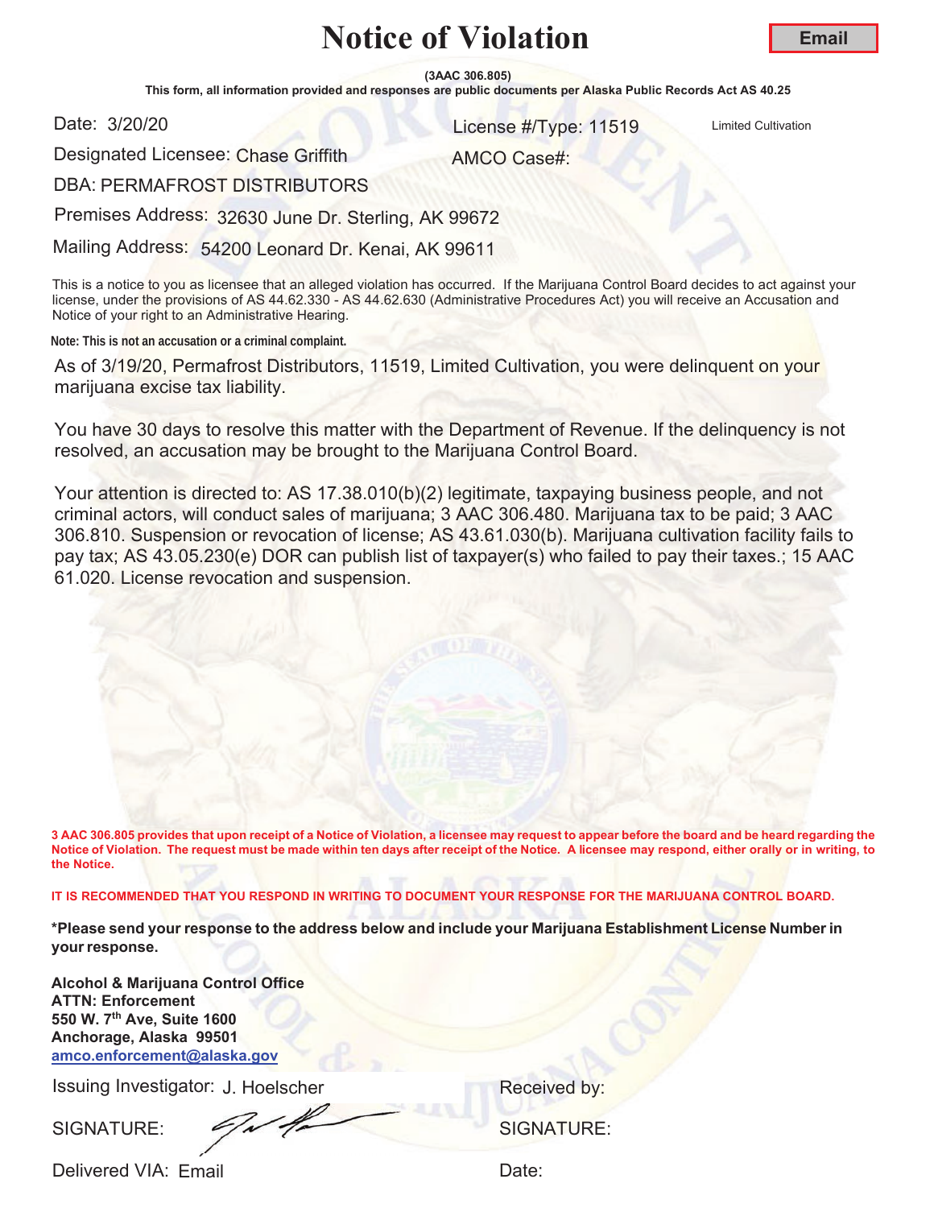# Notice of Violation

**Email**

**(3AAC 306.805)**

**This form, all information provided and responses are public documents per Alaska Public Records Act AS 40.25**

Date: 3/20/20

License #/Type: 11519 Limited Cultivation

Designated Licensee: Chase Griffith

AMCO Case#:

DBA: PERMAFROST DISTRIBUTORS

Premises Address: 32630 June Dr. Sterling, AK 99672

Mailing Address: 54200 Leonard Dr. Kenai, AK 99611

This is a notice to you as licensee that an alleged violation has occurred. If the Marijuana Control Board decides to act against your license, under the provisions of AS 44.62.330 - AS 44.62.630 (Administrative Procedures Act) you will receive an Accusation and Notice of your right to an Administrative Hearing.

**Note: This is not an accusation or a criminal complaint.**

As of 3/19/20, Permafrost Distributors, 11519, Limited Cultivation, you were delinquent on your marijuana excise tax liability.

You have 30 days to resolve this matter with the Department of Revenue. If the delinquency is not resolved, an accusation may be brought to the Marijuana Control Board.

Your attention is directed to: AS 17.38.010(b)(2) legitimate, taxpaying business people, and not criminal actors, will conduct sales of marijuana; 3 AAC 306.480. Marijuana tax to be paid; 3 AAC 306.810. Suspension or revocation of license; AS 43.61.030(b). Marijuana cultivation facility fails to pay tax; AS 43.05.230(e) DOR can publish list of taxpayer(s) who failed to pay their taxes.; 15 AAC 61.020. License revocation and suspension.

**3 AAC 306.805 provides that upon receipt of a Notice of Violation, a licensee may request to appear before the board and be heard regarding the Notice of Violation. The request must be made within ten days after receipt of the Notice. A licensee may respond, either orally or in writing, to the Notice.**

**IT IS RECOMMENDED THAT YOU RESPOND IN WRITING TO DOCUMENT YOUR RESPONSE FOR THE MARIJUANA CONTROL BOARD.**

**\*Please send your response to the address below and include your Marijuana Establishment License Number in your response.**

**Alcohol & Marijuana Control Office**
**ATTN: Enforcement**
**550 W. 7th Ave, Suite 1600**
**Anchorage, Alaska 99501**
**amco.enforcement@alaska.gov**

Issuing Investigator: J. Hoelscher

Received by:

SIGNATURE:

SIGNATURE:

Delivered VIA: Email

Date: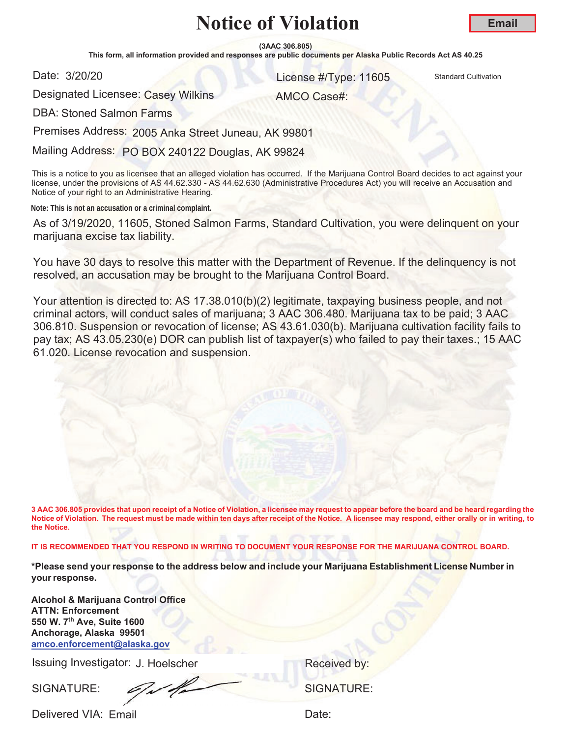# Notice of Violation

**Email**

**(3AAC 306.805)**

**This form, all information provided and responses are public documents per Alaska Public Records Act AS 40.25**

Date: 3/20/20

License #/Type: 11605 Standard Cultivation

Designated Licensee: Casey Wilkins

AMCO Case#:

DBA: Stoned Salmon Farms

Premises Address: 2005 Anka Street Juneau, AK 99801

Mailing Address: PO BOX 240122 Douglas, AK 99824

This is a notice to you as licensee that an alleged violation has occurred. If the Marijuana Control Board decides to act against your license, under the provisions of AS 44.62.330 - AS 44.62.630 (Administrative Procedures Act) you will receive an Accusation and Notice of your right to an Administrative Hearing.

**Note: This is not an accusation or a criminal complaint.**

As of 3/19/2020, 11605, Stoned Salmon Farms, Standard Cultivation, you were delinquent on your marijuana excise tax liability.

You have 30 days to resolve this matter with the Department of Revenue. If the delinquency is not resolved, an accusation may be brought to the Marijuana Control Board.

Your attention is directed to: AS 17.38.010(b)(2) legitimate, taxpaying business people, and not criminal actors, will conduct sales of marijuana; 3 AAC 306.480. Marijuana tax to be paid; 3 AAC 306.810. Suspension or revocation of license; AS 43.61.030(b). Marijuana cultivation facility fails to pay tax; AS 43.05.230(e) DOR can publish list of taxpayer(s) who failed to pay their taxes.; 15 AAC 61.020. License revocation and suspension.

**3 AAC 306.805 provides that upon receipt of a Notice of Violation, a licensee may request to appear before the board and be heard regarding the Notice of Violation. The request must be made within ten days after receipt of the Notice. A licensee may respond, either orally or in writing, to the Notice.**

**IT IS RECOMMENDED THAT YOU RESPOND IN WRITING TO DOCUMENT YOUR RESPONSE FOR THE MARIJUANA CONTROL BOARD.**

**\*Please send your response to the address below and include your Marijuana Establishment License Number in your response.**

**Alcohol & Marijuana Control Office**
**ATTN: Enforcement**
**550 W. 7th Ave, Suite 1600**
**Anchorage, Alaska 99501**
**amco.enforcement@alaska.gov**

Issuing Investigator: J. Hoelscher

Received by:

SIGNATURE: [signature]

SIGNATURE:

Delivered VIA: Email

Date: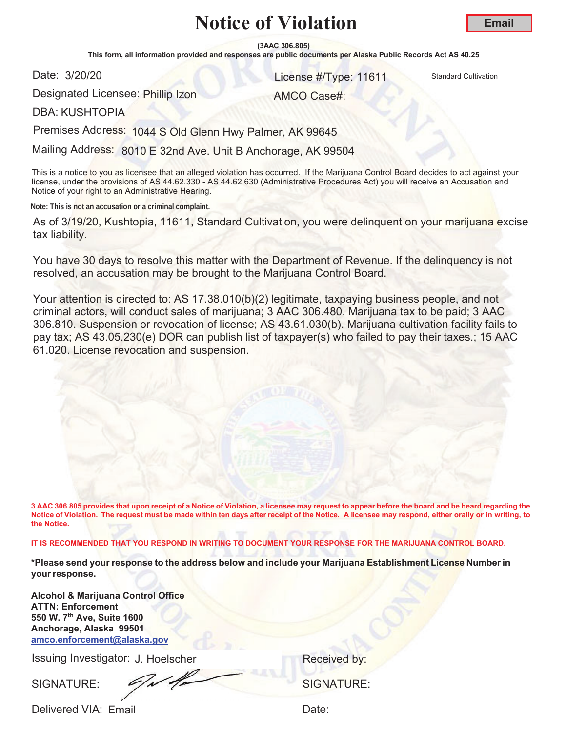# Notice of Violation

**Email**

**(3AAC 306.805)**

**This form, all information provided and responses are public documents per Alaska Public Records Act AS 40.25**

Date: 3/20/20

License #/Type: 11611 Standard Cultivation

Designated Licensee: Phillip Izon

AMCO Case#:

DBA: KUSHTOPIA

Premises Address: 1044 S Old Glenn Hwy Palmer, AK 99645

Mailing Address: 8010 E 32nd Ave. Unit B Anchorage, AK 99504

This is a notice to you as licensee that an alleged violation has occurred. If the Marijuana Control Board decides to act against your license, under the provisions of AS 44.62.330 - AS 44.62.630 (Administrative Procedures Act) you will receive an Accusation and Notice of your right to an Administrative Hearing.

**Note: This is not an accusation or a criminal complaint.**

As of 3/19/20, Kushtopia, 11611, Standard Cultivation, you were delinquent on your marijuana excise tax liability.

You have 30 days to resolve this matter with the Department of Revenue. If the delinquency is not resolved, an accusation may be brought to the Marijuana Control Board.

Your attention is directed to: AS 17.38.010(b)(2) legitimate, taxpaying business people, and not criminal actors, will conduct sales of marijuana; 3 AAC 306.480. Marijuana tax to be paid; 3 AAC 306.810. Suspension or revocation of license; AS 43.61.030(b). Marijuana cultivation facility fails to pay tax; AS 43.05.230(e) DOR can publish list of taxpayer(s) who failed to pay their taxes.; 15 AAC 61.020. License revocation and suspension.

**3 AAC 306.805 provides that upon receipt of a Notice of Violation, a licensee may request to appear before the board and be heard regarding the Notice of Violation. The request must be made within ten days after receipt of the Notice. A licensee may respond, either orally or in writing, to the Notice.**

**IT IS RECOMMENDED THAT YOU RESPOND IN WRITING TO DOCUMENT YOUR RESPONSE FOR THE MARIJUANA CONTROL BOARD.**

**\*Please send your response to the address below and include your Marijuana Establishment License Number in your response.**

**Alcohol & Marijuana Control Office**
**ATTN: Enforcement**
**550 W. 7th Ave, Suite 1600**
**Anchorage, Alaska 99501**
**amco.enforcement@alaska.gov**

Issuing Investigator: J. Hoelscher

Received by:

SIGNATURE:

SIGNATURE:

Delivered VIA: Email

Date: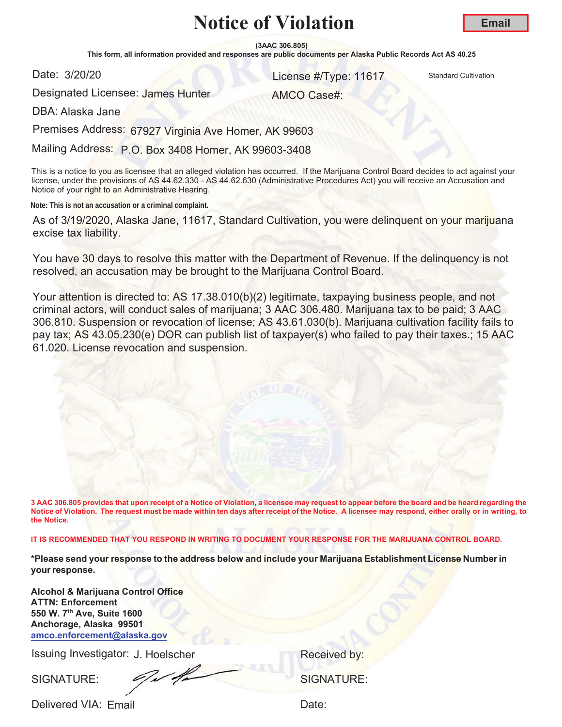# Notice of Violation

**Email**

**(3AAC 306.805)**

**This form, all information provided and responses are public documents per Alaska Public Records Act AS 40.25**

Date: 3/20/20

License #/Type: 11617 Standard Cultivation

Designated Licensee: James Hunter

AMCO Case#:

DBA: Alaska Jane

Premises Address: 67927 Virginia Ave Homer, AK 99603

Mailing Address: P.O. Box 3408 Homer, AK 99603-3408

This is a notice to you as licensee that an alleged violation has occurred. If the Marijuana Control Board decides to act against your license, under the provisions of AS 44.62.330 - AS 44.62.630 (Administrative Procedures Act) you will receive an Accusation and Notice of your right to an Administrative Hearing.

**Note: This is not an accusation or a criminal complaint.**

As of 3/19/2020, Alaska Jane, 11617, Standard Cultivation, you were delinquent on your marijuana excise tax liability.

You have 30 days to resolve this matter with the Department of Revenue. If the delinquency is not resolved, an accusation may be brought to the Marijuana Control Board.

Your attention is directed to: AS 17.38.010(b)(2) legitimate, taxpaying business people, and not criminal actors, will conduct sales of marijuana; 3 AAC 306.480. Marijuana tax to be paid; 3 AAC 306.810. Suspension or revocation of license; AS 43.61.030(b). Marijuana cultivation facility fails to pay tax; AS 43.05.230(e) DOR can publish list of taxpayer(s) who failed to pay their taxes.; 15 AAC 61.020. License revocation and suspension.

**3 AAC 306.805 provides that upon receipt of a Notice of Violation, a licensee may request to appear before the board and be heard regarding the Notice of Violation. The request must be made within ten days after receipt of the Notice. A licensee may respond, either orally or in writing, to the Notice.**

**IT IS RECOMMENDED THAT YOU RESPOND IN WRITING TO DOCUMENT YOUR RESPONSE FOR THE MARIJUANA CONTROL BOARD.**

**\*Please send your response to the address below and include your Marijuana Establishment License Number in your response.**

**Alcohol & Marijuana Control Office**
**ATTN: Enforcement**
**550 W. 7th Ave, Suite 1600**
**Anchorage, Alaska 99501**
**amco.enforcement@alaska.gov**

Issuing Investigator: J. Hoelscher

Received by:

SIGNATURE:

SIGNATURE:

Delivered VIA: Email

Date: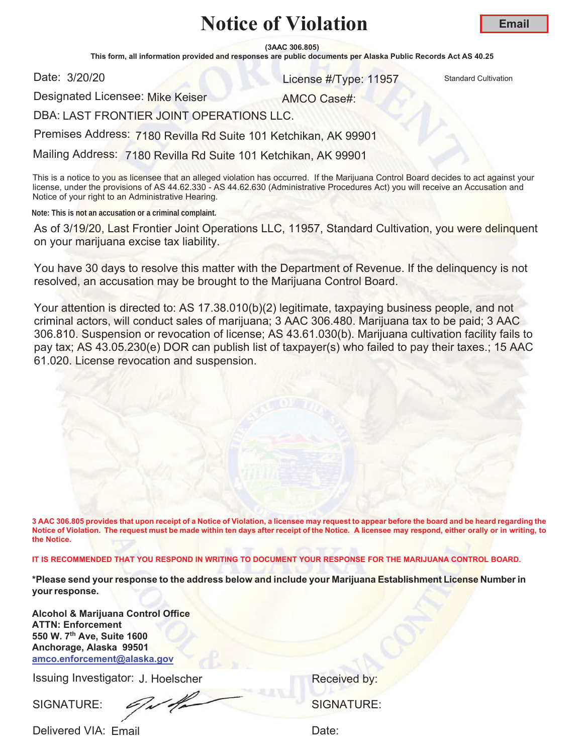# Notice of Violation

**Email**

**(3AAC 306.805)**

**This form, all information provided and responses are public documents per Alaska Public Records Act AS 40.25**

Date: 3/20/20 License #/Type: 11957 Standard Cultivation

Designated Licensee: Mike Keiser AMCO Case#:

DBA: LAST FRONTIER JOINT OPERATIONS LLC.

Premises Address: 7180 Revilla Rd Suite 101 Ketchikan, AK 99901

Mailing Address: 7180 Revilla Rd Suite 101 Ketchikan, AK 99901

This is a notice to you as licensee that an alleged violation has occurred. If the Marijuana Control Board decides to act against your license, under the provisions of AS 44.62.330 - AS 44.62.630 (Administrative Procedures Act) you will receive an Accusation and Notice of your right to an Administrative Hearing.

**Note: This is not an accusation or a criminal complaint.**

As of 3/19/20, Last Frontier Joint Operations LLC, 11957, Standard Cultivation, you were delinquent on your marijuana excise tax liability.

You have 30 days to resolve this matter with the Department of Revenue. If the delinquency is not resolved, an accusation may be brought to the Marijuana Control Board.

Your attention is directed to: AS 17.38.010(b)(2) legitimate, taxpaying business people, and not criminal actors, will conduct sales of marijuana; 3 AAC 306.480. Marijuana tax to be paid; 3 AAC 306.810. Suspension or revocation of license; AS 43.61.030(b). Marijuana cultivation facility fails to pay tax; AS 43.05.230(e) DOR can publish list of taxpayer(s) who failed to pay their taxes.; 15 AAC 61.020. License revocation and suspension.

**3 AAC 306.805 provides that upon receipt of a Notice of Violation, a licensee may request to appear before the board and be heard regarding the Notice of Violation. The request must be made within ten days after receipt of the Notice. A licensee may respond, either orally or in writing, to the Notice.**

**IT IS RECOMMENDED THAT YOU RESPOND IN WRITING TO DOCUMENT YOUR RESPONSE FOR THE MARIJUANA CONTROL BOARD.**

**\*Please send your response to the address below and include your Marijuana Establishment License Number in your response.**

**Alcohol & Marijuana Control Office**
**ATTN: Enforcement**
**550 W. 7th Ave, Suite 1600**
**Anchorage, Alaska 99501**
**amco.enforcement@alaska.gov**

Issuing Investigator: J. Hoelscher Received by:

SIGNATURE: SIGNATURE:

Delivered VIA: Email Date: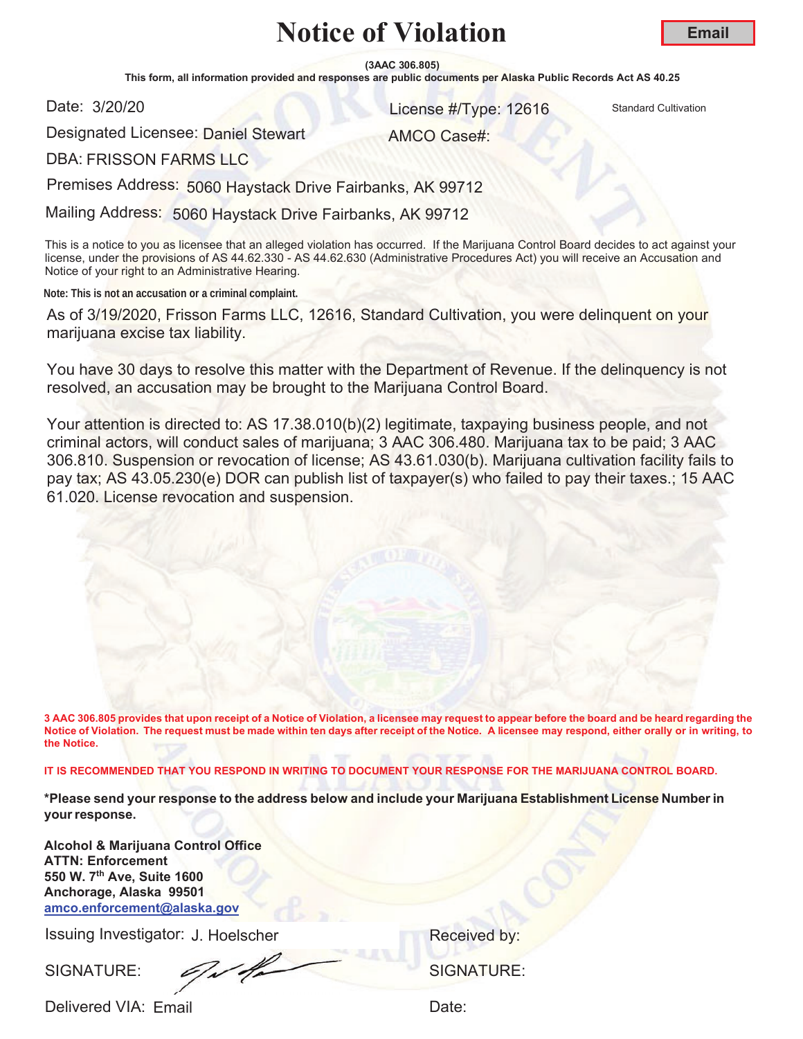# Notice of Violation

**Email**

**(3AAC 306.805)**

**This form, all information provided and responses are public documents per Alaska Public Records Act AS 40.25**

Date: 3/20/20

License #/Type: 12616 Standard Cultivation

Designated Licensee: Daniel Stewart

AMCO Case#:

DBA: FRISSON FARMS LLC

Premises Address: 5060 Haystack Drive Fairbanks, AK 99712

Mailing Address: 5060 Haystack Drive Fairbanks, AK 99712

This is a notice to you as licensee that an alleged violation has occurred. If the Marijuana Control Board decides to act against your license, under the provisions of AS 44.62.330 - AS 44.62.630 (Administrative Procedures Act) you will receive an Accusation and Notice of your right to an Administrative Hearing.

**Note: This is not an accusation or a criminal complaint.**

As of 3/19/2020, Frisson Farms LLC, 12616, Standard Cultivation, you were delinquent on your marijuana excise tax liability.

You have 30 days to resolve this matter with the Department of Revenue. If the delinquency is not resolved, an accusation may be brought to the Marijuana Control Board.

Your attention is directed to: AS 17.38.010(b)(2) legitimate, taxpaying business people, and not criminal actors, will conduct sales of marijuana; 3 AAC 306.480. Marijuana tax to be paid; 3 AAC 306.810. Suspension or revocation of license; AS 43.61.030(b). Marijuana cultivation facility fails to pay tax; AS 43.05.230(e) DOR can publish list of taxpayer(s) who failed to pay their taxes.; 15 AAC 61.020. License revocation and suspension.

**3 AAC 306.805 provides that upon receipt of a Notice of Violation, a licensee may request to appear before the board and be heard regarding the Notice of Violation. The request must be made within ten days after receipt of the Notice. A licensee may respond, either orally or in writing, to the Notice.**

**IT IS RECOMMENDED THAT YOU RESPOND IN WRITING TO DOCUMENT YOUR RESPONSE FOR THE MARIJUANA CONTROL BOARD.**

**\*Please send your response to the address below and include your Marijuana Establishment License Number in your response.**

**Alcohol & Marijuana Control Office**
**ATTN: Enforcement**
**550 W. 7th Ave, Suite 1600**
**Anchorage, Alaska 99501**
**amco.enforcement@alaska.gov**

Issuing Investigator: J. Hoelscher

Received by:

SIGNATURE:

SIGNATURE:

Delivered VIA: Email

Date: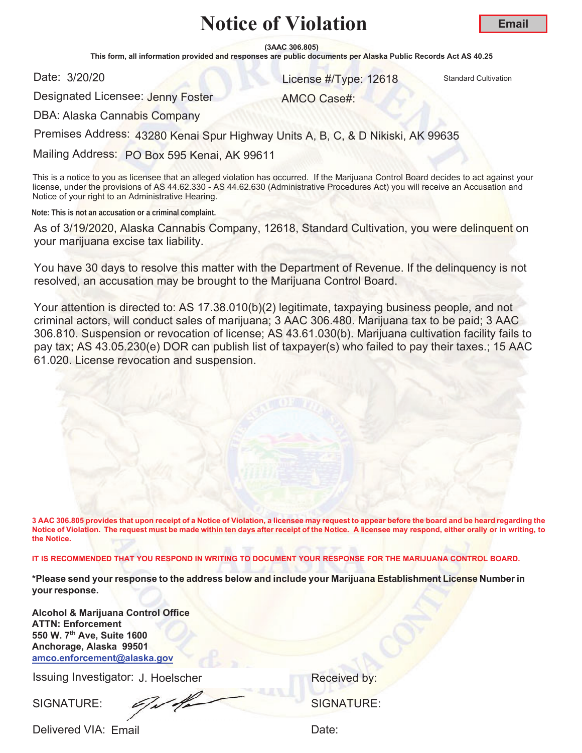# Notice of Violation

**Email**

**(3AAC 306.805)**

**This form, all information provided and responses are public documents per Alaska Public Records Act AS 40.25**

Date: 3/20/20

License #/Type: 12618 Standard Cultivation

Designated Licensee: Jenny Foster

AMCO Case#:

DBA: Alaska Cannabis Company

Premises Address: 43280 Kenai Spur Highway Units A, B, C, & D Nikiski, AK 99635

Mailing Address: PO Box 595 Kenai, AK 99611

This is a notice to you as licensee that an alleged violation has occurred. If the Marijuana Control Board decides to act against your license, under the provisions of AS 44.62.330 - AS 44.62.630 (Administrative Procedures Act) you will receive an Accusation and Notice of your right to an Administrative Hearing.

**Note: This is not an accusation or a criminal complaint.**

As of 3/19/2020, Alaska Cannabis Company, 12618, Standard Cultivation, you were delinquent on your marijuana excise tax liability.

You have 30 days to resolve this matter with the Department of Revenue. If the delinquency is not resolved, an accusation may be brought to the Marijuana Control Board.

Your attention is directed to: AS 17.38.010(b)(2) legitimate, taxpaying business people, and not criminal actors, will conduct sales of marijuana; 3 AAC 306.480. Marijuana tax to be paid; 3 AAC 306.810. Suspension or revocation of license; AS 43.61.030(b). Marijuana cultivation facility fails to pay tax; AS 43.05.230(e) DOR can publish list of taxpayer(s) who failed to pay their taxes.; 15 AAC 61.020. License revocation and suspension.

**3 AAC 306.805 provides that upon receipt of a Notice of Violation, a licensee may request to appear before the board and be heard regarding the Notice of Violation. The request must be made within ten days after receipt of the Notice. A licensee may respond, either orally or in writing, to the Notice.**

**IT IS RECOMMENDED THAT YOU RESPOND IN WRITING TO DOCUMENT YOUR RESPONSE FOR THE MARIJUANA CONTROL BOARD.**

**\*Please send your response to the address below and include your Marijuana Establishment License Number in your response.**

**Alcohol & Marijuana Control Office**
**ATTN: Enforcement**
**550 W. 7th Ave, Suite 1600**
**Anchorage, Alaska 99501**
**amco.enforcement@alaska.gov**

Issuing Investigator: J. Hoelscher

SIGNATURE: [signature]

Delivered VIA: Email

Received by:

SIGNATURE:

Date: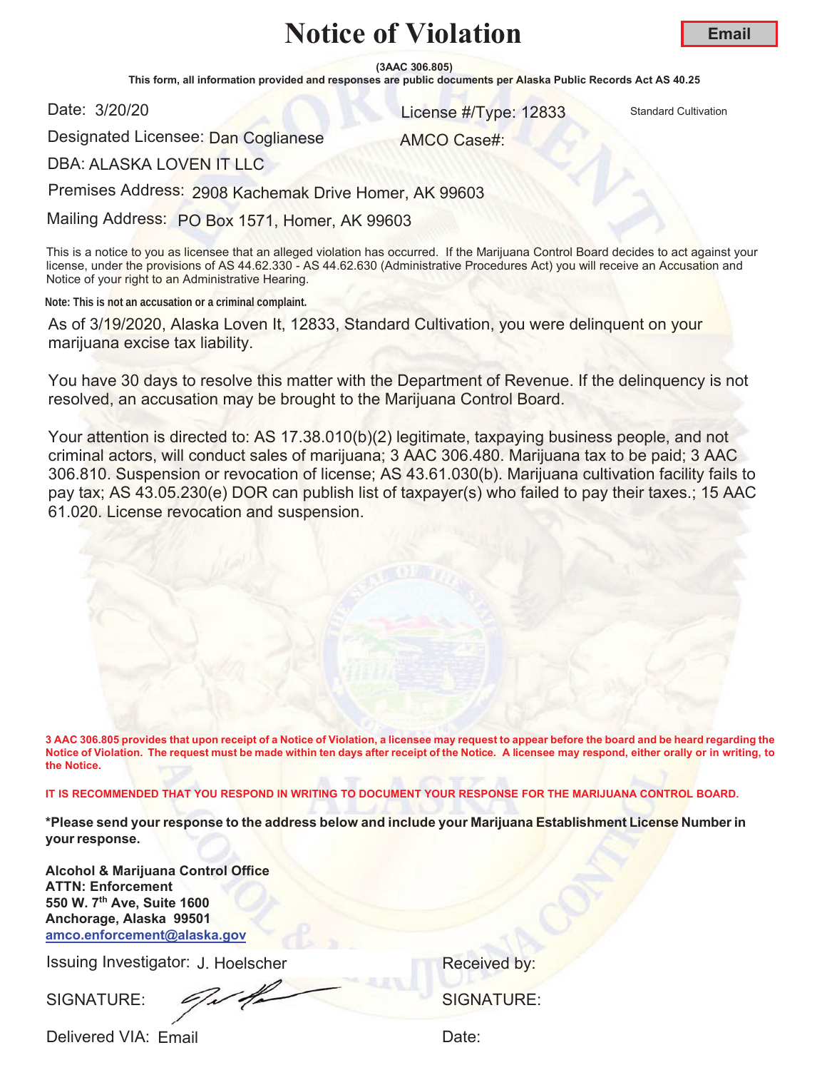# Notice of Violation

**Email**

**(3AAC 306.805)**

**This form, all information provided and responses are public documents per Alaska Public Records Act AS 40.25**

Date: 3/20/20 License #/Type: 12833 Standard Cultivation

Designated Licensee: Dan Coglianese AMCO Case#:

DBA: ALASKA LOVEN IT LLC

Premises Address: 2908 Kachemak Drive Homer, AK 99603

Mailing Address: PO Box 1571, Homer, AK 99603

This is a notice to you as licensee that an alleged violation has occurred. If the Marijuana Control Board decides to act against your license, under the provisions of AS 44.62.330 - AS 44.62.630 (Administrative Procedures Act) you will receive an Accusation and Notice of your right to an Administrative Hearing.

**Note: This is not an accusation or a criminal complaint.**

As of 3/19/2020, Alaska Loven It, 12833, Standard Cultivation, you were delinquent on your marijuana excise tax liability.

You have 30 days to resolve this matter with the Department of Revenue. If the delinquency is not resolved, an accusation may be brought to the Marijuana Control Board.

Your attention is directed to: AS 17.38.010(b)(2) legitimate, taxpaying business people, and not criminal actors, will conduct sales of marijuana; 3 AAC 306.480. Marijuana tax to be paid; 3 AAC 306.810. Suspension or revocation of license; AS 43.61.030(b). Marijuana cultivation facility fails to pay tax; AS 43.05.230(e) DOR can publish list of taxpayer(s) who failed to pay their taxes.; 15 AAC 61.020. License revocation and suspension.

**3 AAC 306.805 provides that upon receipt of a Notice of Violation, a licensee may request to appear before the board and be heard regarding the Notice of Violation. The request must be made within ten days after receipt of the Notice. A licensee may respond, either orally or in writing, to the Notice.**

**IT IS RECOMMENDED THAT YOU RESPOND IN WRITING TO DOCUMENT YOUR RESPONSE FOR THE MARIJUANA CONTROL BOARD.**

**\*Please send your response to the address below and include your Marijuana Establishment License Number in your response.**

**Alcohol & Marijuana Control Office**
**ATTN: Enforcement**
**550 W. 7th Ave, Suite 1600**
**Anchorage, Alaska 99501**
**amco.enforcement@alaska.gov**

Issuing Investigator: J. Hoelscher

SIGNATURE:

Delivered VIA: Email

Received by:

SIGNATURE:

Date: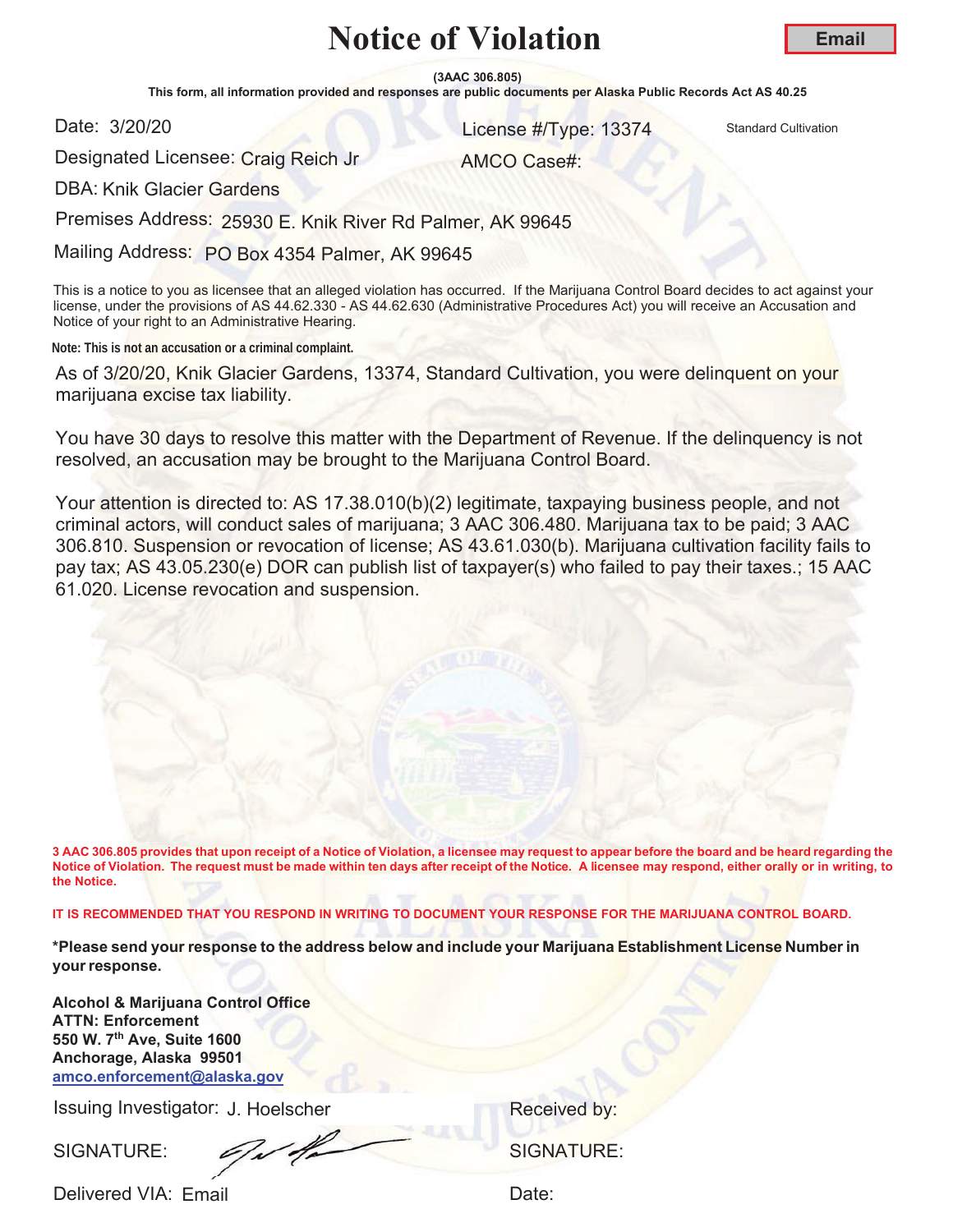# Notice of Violation

**Email**

**(3AAC 306.805)**

**This form, all information provided and responses are public documents per Alaska Public Records Act AS 40.25**

Date: 3/20/20

License #/Type: 13374 Standard Cultivation

Designated Licensee: Craig Reich Jr

AMCO Case#:

DBA: Knik Glacier Gardens

Premises Address: 25930 E. Knik River Rd Palmer, AK 99645

Mailing Address: PO Box 4354 Palmer, AK 99645

This is a notice to you as licensee that an alleged violation has occurred. If the Marijuana Control Board decides to act against your license, under the provisions of AS 44.62.330 - AS 44.62.630 (Administrative Procedures Act) you will receive an Accusation and Notice of your right to an Administrative Hearing.

**Note: This is not an accusation or a criminal complaint.**

As of 3/20/20, Knik Glacier Gardens, 13374, Standard Cultivation, you were delinquent on your marijuana excise tax liability.

You have 30 days to resolve this matter with the Department of Revenue. If the delinquency is not resolved, an accusation may be brought to the Marijuana Control Board.

Your attention is directed to: AS 17.38.010(b)(2) legitimate, taxpaying business people, and not criminal actors, will conduct sales of marijuana; 3 AAC 306.480. Marijuana tax to be paid; 3 AAC 306.810. Suspension or revocation of license; AS 43.61.030(b). Marijuana cultivation facility fails to pay tax; AS 43.05.230(e) DOR can publish list of taxpayer(s) who failed to pay their taxes.; 15 AAC 61.020. License revocation and suspension.

**3 AAC 306.805 provides that upon receipt of a Notice of Violation, a licensee may request to appear before the board and be heard regarding the Notice of Violation. The request must be made within ten days after receipt of the Notice. A licensee may respond, either orally or in writing, to the Notice.**

**IT IS RECOMMENDED THAT YOU RESPOND IN WRITING TO DOCUMENT YOUR RESPONSE FOR THE MARIJUANA CONTROL BOARD.**

**\*Please send your response to the address below and include your Marijuana Establishment License Number in your response.**

**Alcohol & Marijuana Control Office**
**ATTN: Enforcement**
**550 W. 7th Ave, Suite 1600**
**Anchorage, Alaska 99501**
**amco.enforcement@alaska.gov**

Issuing Investigator: J. Hoelscher

Received by:

SIGNATURE:

SIGNATURE:

Delivered VIA: Email

Date: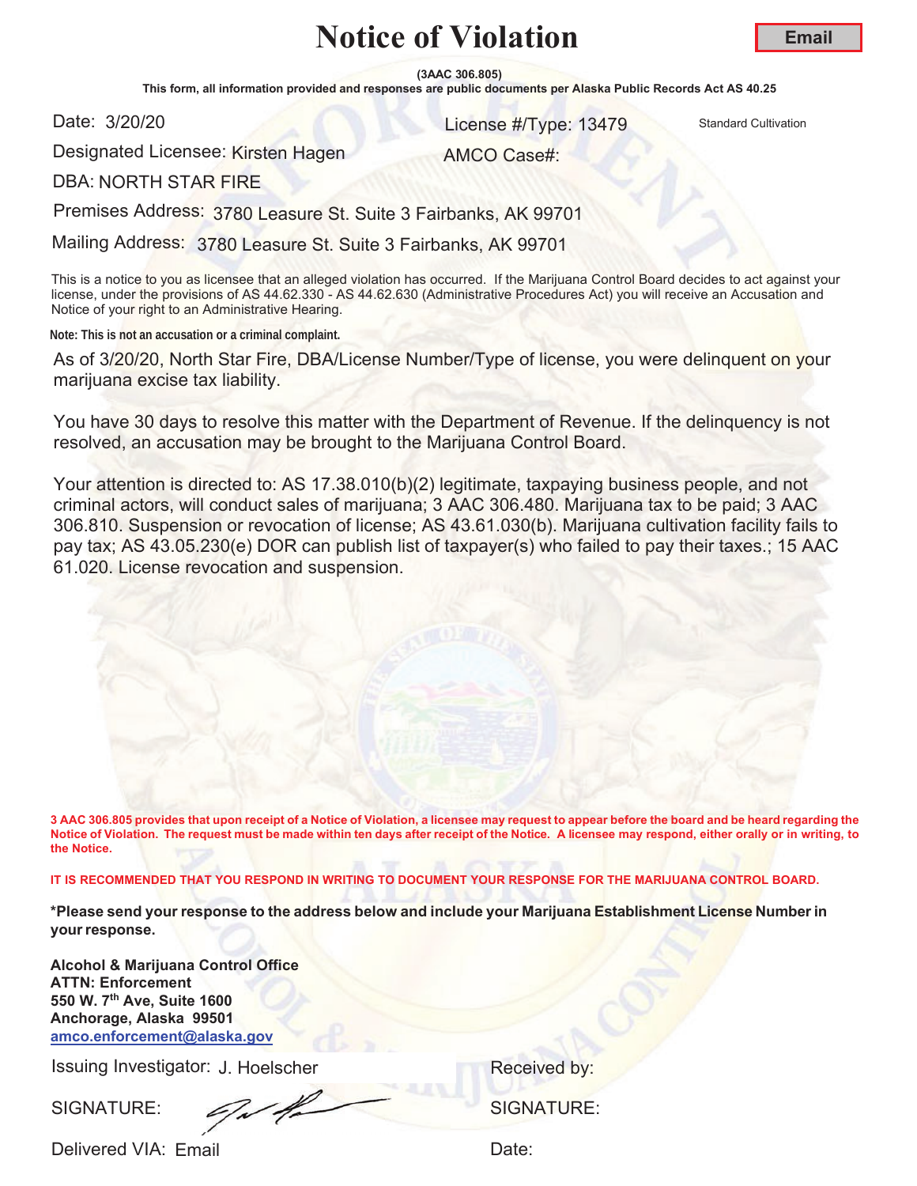# Notice of Violation

**Email**

**(3AAC 306.805)**

**This form, all information provided and responses are public documents per Alaska Public Records Act AS 40.25**

Date: 3/20/20

License #/Type: 13479 Standard Cultivation

Designated Licensee: Kirsten Hagen

AMCO Case#:

DBA: NORTH STAR FIRE

Premises Address: 3780 Leasure St. Suite 3 Fairbanks, AK 99701

Mailing Address: 3780 Leasure St. Suite 3 Fairbanks, AK 99701

This is a notice to you as licensee that an alleged violation has occurred. If the Marijuana Control Board decides to act against your license, under the provisions of AS 44.62.330 - AS 44.62.630 (Administrative Procedures Act) you will receive an Accusation and Notice of your right to an Administrative Hearing.

**Note: This is not an accusation or a criminal complaint.**

As of 3/20/20, North Star Fire, DBA/License Number/Type of license, you were delinquent on your marijuana excise tax liability.

You have 30 days to resolve this matter with the Department of Revenue. If the delinquency is not resolved, an accusation may be brought to the Marijuana Control Board.

Your attention is directed to: AS 17.38.010(b)(2) legitimate, taxpaying business people, and not criminal actors, will conduct sales of marijuana; 3 AAC 306.480. Marijuana tax to be paid; 3 AAC 306.810. Suspension or revocation of license; AS 43.61.030(b). Marijuana cultivation facility fails to pay tax; AS 43.05.230(e) DOR can publish list of taxpayer(s) who failed to pay their taxes.; 15 AAC 61.020. License revocation and suspension.

**3 AAC 306.805 provides that upon receipt of a Notice of Violation, a licensee may request to appear before the board and be heard regarding the Notice of Violation. The request must be made within ten days after receipt of the Notice. A licensee may respond, either orally or in writing, to the Notice.**

**IT IS RECOMMENDED THAT YOU RESPOND IN WRITING TO DOCUMENT YOUR RESPONSE FOR THE MARIJUANA CONTROL BOARD.**

**\*Please send your response to the address below and include your Marijuana Establishment License Number in your response.**

**Alcohol & Marijuana Control Office**
**ATTN: Enforcement**
**550 W. 7th Ave, Suite 1600**
**Anchorage, Alaska 99501**
**amco.enforcement@alaska.gov**

Issuing Investigator: J. Hoelscher

Received by:

SIGNATURE: [signature]

SIGNATURE:

Delivered VIA: Email

Date: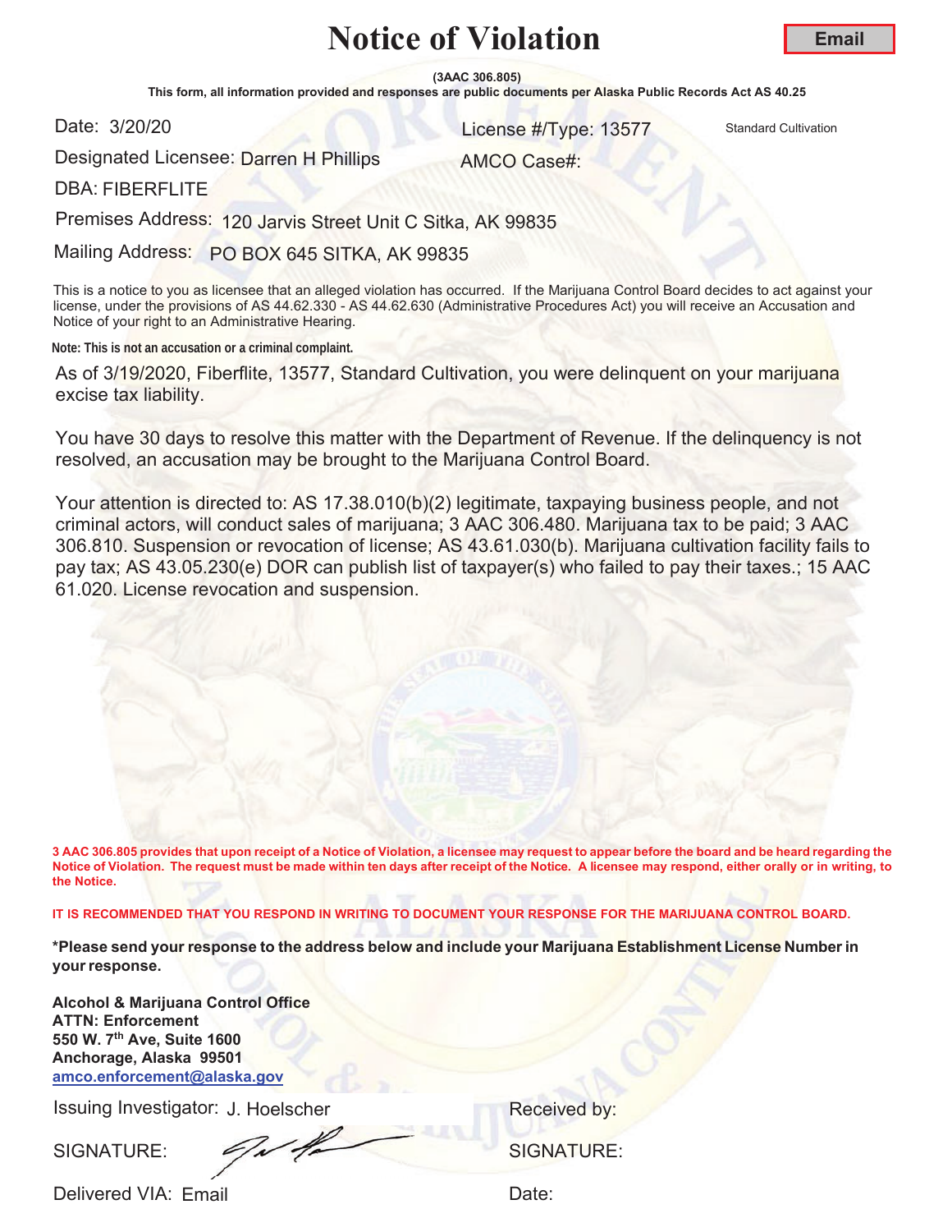# Notice of Violation

**Email**

**(3AAC 306.805)**

**This form, all information provided and responses are public documents per Alaska Public Records Act AS 40.25**

Date: 3/20/20

License #/Type: 13577 Standard Cultivation

Designated Licensee: Darren H Phillips

AMCO Case#:

DBA: FIBERFLITE

Premises Address: 120 Jarvis Street Unit C Sitka, AK 99835

Mailing Address: PO BOX 645 SITKA, AK 99835

This is a notice to you as licensee that an alleged violation has occurred. If the Marijuana Control Board decides to act against your license, under the provisions of AS 44.62.330 - AS 44.62.630 (Administrative Procedures Act) you will receive an Accusation and Notice of your right to an Administrative Hearing.

**Note: This is not an accusation or a criminal complaint.**

As of 3/19/2020, Fiberflite, 13577, Standard Cultivation, you were delinquent on your marijuana excise tax liability.

You have 30 days to resolve this matter with the Department of Revenue. If the delinquency is not resolved, an accusation may be brought to the Marijuana Control Board.

Your attention is directed to: AS 17.38.010(b)(2) legitimate, taxpaying business people, and not criminal actors, will conduct sales of marijuana; 3 AAC 306.480. Marijuana tax to be paid; 3 AAC 306.810. Suspension or revocation of license; AS 43.61.030(b). Marijuana cultivation facility fails to pay tax; AS 43.05.230(e) DOR can publish list of taxpayer(s) who failed to pay their taxes.; 15 AAC 61.020. License revocation and suspension.

**3 AAC 306.805 provides that upon receipt of a Notice of Violation, a licensee may request to appear before the board and be heard regarding the Notice of Violation. The request must be made within ten days after receipt of the Notice. A licensee may respond, either orally or in writing, to the Notice.**

**IT IS RECOMMENDED THAT YOU RESPOND IN WRITING TO DOCUMENT YOUR RESPONSE FOR THE MARIJUANA CONTROL BOARD.**

**\*Please send your response to the address below and include your Marijuana Establishment License Number in your response.**

**Alcohol & Marijuana Control Office**
**ATTN: Enforcement**
**550 W. 7th Ave, Suite 1600**
**Anchorage, Alaska 99501**
**amco.enforcement@alaska.gov**

Issuing Investigator: J. Hoelscher

Received by:

SIGNATURE:

SIGNATURE:

Delivered VIA: Email

Date: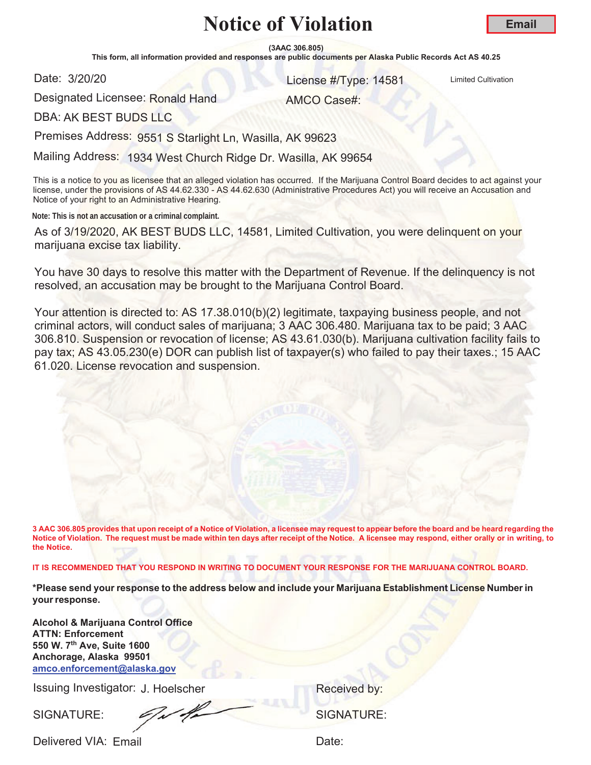# Notice of Violation

**Email**

**(3AAC 306.805)**
**This form, all information provided and responses are public documents per Alaska Public Records Act AS 40.25**

Date: 3/20/20

License #/Type: 14581 Limited Cultivation

Designated Licensee: Ronald Hand

AMCO Case#:

DBA: AK BEST BUDS LLC

Premises Address: 9551 S Starlight Ln, Wasilla, AK 99623

Mailing Address: 1934 West Church Ridge Dr. Wasilla, AK 99654

This is a notice to you as licensee that an alleged violation has occurred. If the Marijuana Control Board decides to act against your license, under the provisions of AS 44.62.330 - AS 44.62.630 (Administrative Procedures Act) you will receive an Accusation and Notice of your right to an Administrative Hearing.

**Note: This is not an accusation or a criminal complaint.**

As of 3/19/2020, AK BEST BUDS LLC, 14581, Limited Cultivation, you were delinquent on your marijuana excise tax liability.

You have 30 days to resolve this matter with the Department of Revenue. If the delinquency is not resolved, an accusation may be brought to the Marijuana Control Board.

Your attention is directed to: AS 17.38.010(b)(2) legitimate, taxpaying business people, and not criminal actors, will conduct sales of marijuana; 3 AAC 306.480. Marijuana tax to be paid; 3 AAC 306.810. Suspension or revocation of license; AS 43.61.030(b). Marijuana cultivation facility fails to pay tax; AS 43.05.230(e) DOR can publish list of taxpayer(s) who failed to pay their taxes.; 15 AAC 61.020. License revocation and suspension.

**3 AAC 306.805 provides that upon receipt of a Notice of Violation, a licensee may request to appear before the board and be heard regarding the Notice of Violation. The request must be made within ten days after receipt of the Notice. A licensee may respond, either orally or in writing, to the Notice.**

**IT IS RECOMMENDED THAT YOU RESPOND IN WRITING TO DOCUMENT YOUR RESPONSE FOR THE MARIJUANA CONTROL BOARD.**

**\*Please send your response to the address below and include your Marijuana Establishment License Number in your response.**

**Alcohol & Marijuana Control Office**
**ATTN: Enforcement**
**550 W. 7th Ave, Suite 1600**
**Anchorage, Alaska 99501**
**amco.enforcement@alaska.gov**

Issuing Investigator: J. Hoelscher

Received by:

SIGNATURE: [signature]

SIGNATURE:

Delivered VIA: Email

Date: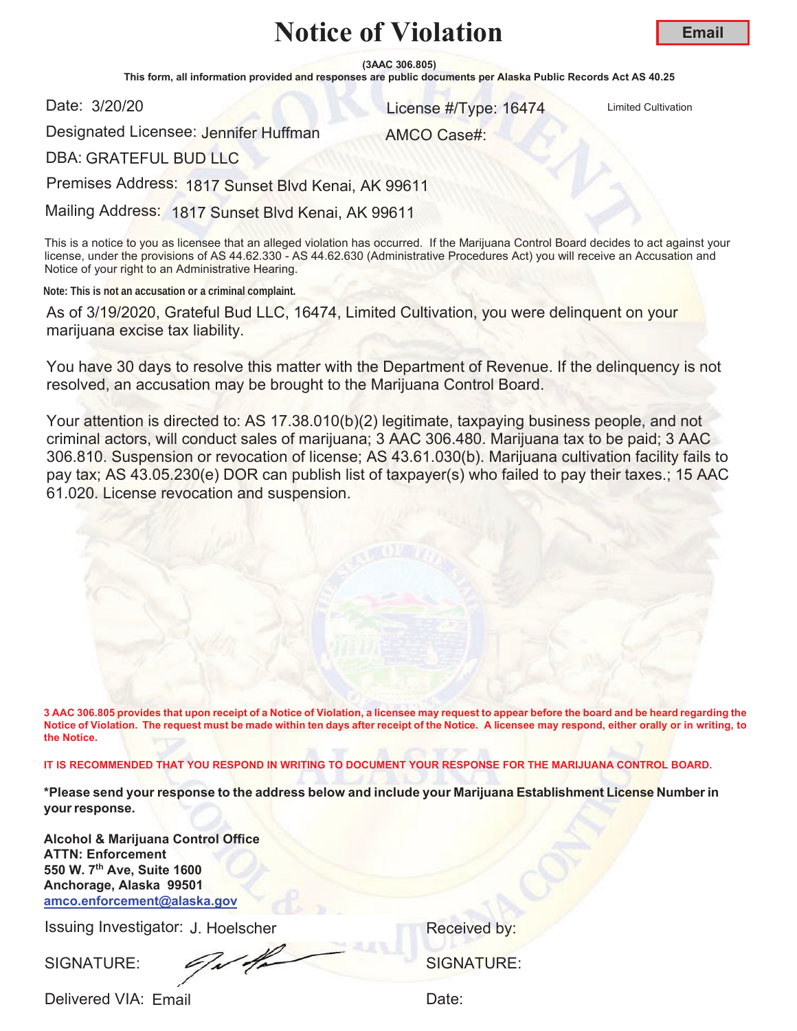# Notice of Violation

**Email**

**(3AAC 306.805)**

**This form, all information provided and responses are public documents per Alaska Public Records Act AS 40.25**

Date: 3/20/20

License #/Type: 16474 Limited Cultivation

Designated Licensee: Jennifer Huffman

AMCO Case#:

DBA: GRATEFUL BUD LLC

Premises Address: 1817 Sunset Blvd Kenai, AK 99611

Mailing Address: 1817 Sunset Blvd Kenai, AK 99611

This is a notice to you as licensee that an alleged violation has occurred. If the Marijuana Control Board decides to act against your license, under the provisions of AS 44.62.330 - AS 44.62.630 (Administrative Procedures Act) you will receive an Accusation and Notice of your right to an Administrative Hearing.

**Note: This is not an accusation or a criminal complaint.**

As of 3/19/2020, Grateful Bud LLC, 16474, Limited Cultivation, you were delinquent on your marijuana excise tax liability.

You have 30 days to resolve this matter with the Department of Revenue. If the delinquency is not resolved, an accusation may be brought to the Marijuana Control Board.

Your attention is directed to: AS 17.38.010(b)(2) legitimate, taxpaying business people, and not criminal actors, will conduct sales of marijuana; 3 AAC 306.480. Marijuana tax to be paid; 3 AAC 306.810. Suspension or revocation of license; AS 43.61.030(b). Marijuana cultivation facility fails to pay tax; AS 43.05.230(e) DOR can publish list of taxpayer(s) who failed to pay their taxes.; 15 AAC 61.020. License revocation and suspension.

**3 AAC 306.805 provides that upon receipt of a Notice of Violation, a licensee may request to appear before the board and be heard regarding the Notice of Violation. The request must be made within ten days after receipt of the Notice. A licensee may respond, either orally or in writing, to the Notice.**

**IT IS RECOMMENDED THAT YOU RESPOND IN WRITING TO DOCUMENT YOUR RESPONSE FOR THE MARIJUANA CONTROL BOARD.**

**\*Please send your response to the address below and include your Marijuana Establishment License Number in your response.**

**Alcohol & Marijuana Control Office**
**ATTN: Enforcement**
**550 W. 7th Ave, Suite 1600**
**Anchorage, Alaska 99501**
**amco.enforcement@alaska.gov**

Issuing Investigator: J. Hoelscher

Received by:

SIGNATURE:

SIGNATURE:

Delivered VIA: Email

Date: